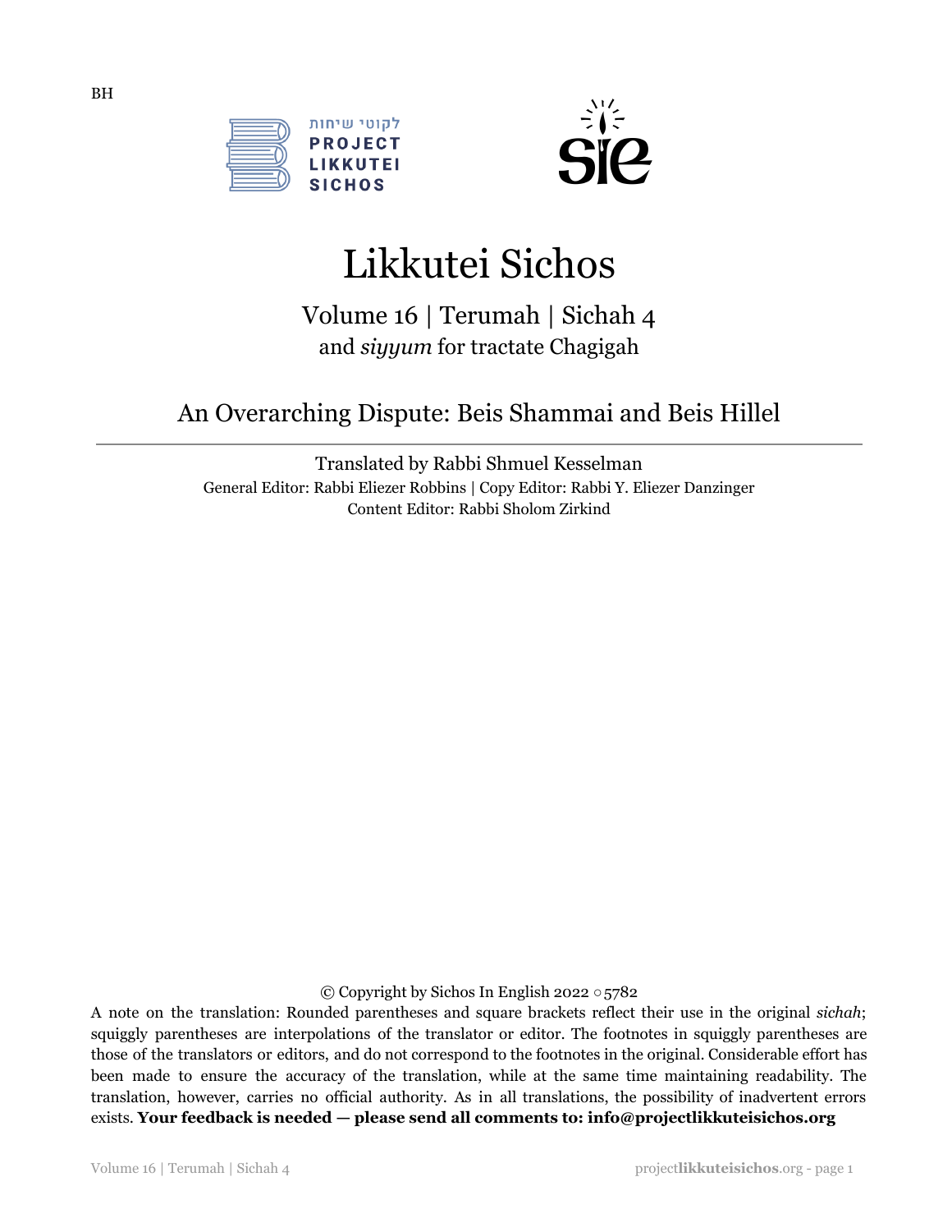BH

לקוטי שיחות
PROJECT
LIKKUTEI
SICHOS

# Likkutei Sichos

## Volume 16 | Terumah | Sichah 4
### and *siyyum* for tractate Chagigah

## An Overarching Dispute: Beis Shammai and Beis Hillel

Translated by Rabbi Shmuel Kesselman

General Editor: Rabbi Eliezer Robbins | Copy Editor: Rabbi Y. Eliezer Danzinger

Content Editor: Rabbi Sholom Zirkind

© Copyright by Sichos In English 2022 ○ 5782

A note on the translation: Rounded parentheses and square brackets reflect their use in the original *sichah*; squiggly parentheses are interpolations of the translator or editor. The footnotes in squiggly parentheses are those of the translators or editors, and do not correspond to the footnotes in the original. Considerable effort has been made to ensure the accuracy of the translation, while at the same time maintaining readability. The translation, however, carries no official authority. As in all translations, the possibility of inadvertent errors exists. **Your feedback is needed — please send all comments to: info@projectlikkuteisichos.org**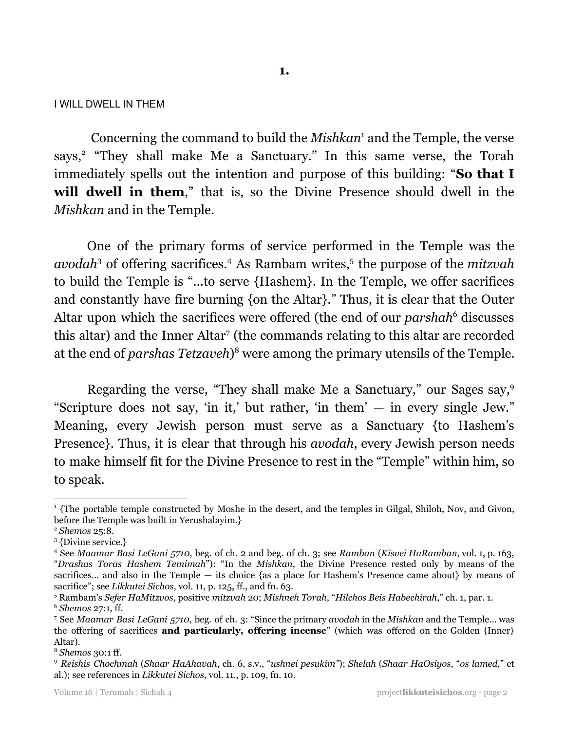**1.**

I WILL DWELL IN THEM

Concerning the command to build the *Mishkan*[1] and the Temple, the verse says,[2] "They shall make Me a Sanctuary." In this same verse, the Torah immediately spells out the intention and purpose of this building: "**So that I will dwell in them**," that is, so the Divine Presence should dwell in the *Mishkan* and in the Temple.

One of the primary forms of service performed in the Temple was the *avodah*[3] of offering sacrifices.[4] As Rambam writes,[5] the purpose of the *mitzvah* to build the Temple is "...to serve {Hashem}. In the Temple, we offer sacrifices and constantly have fire burning {on the Altar}." Thus, it is clear that the Outer Altar upon which the sacrifices were offered (the end of our *parshah*[6] discusses this altar) and the Inner Altar[7] (the commands relating to this altar are recorded at the end of *parshas Tetzaveh*)[8] were among the primary utensils of the Temple.

Regarding the verse, "They shall make Me a Sanctuary," our Sages say,[9] "Scripture does not say, 'in it,' but rather, 'in them' — in every single Jew." Meaning, every Jewish person must serve as a Sanctuary {to Hashem's Presence}. Thus, it is clear that through his *avodah*, every Jewish person needs to make himself fit for the Divine Presence to rest in the "Temple" within him, so to speak.

---

[1] {The portable temple constructed by Moshe in the desert, and the temples in Gilgal, Shiloh, Nov, and Givon, before the Temple was built in Yerushalayim.}

[2] *Shemos* 25:8.

[3] {Divine service.}

[4] See *Maamar Basi LeGani 5710*, beg. of ch. 2 and beg. of ch. 3; see *Ramban* (*Kisvei HaRamban*, vol. 1, p. 163, "*Drashas Toras Hashem Temimah*"): "In the *Mishkan*, the Divine Presence rested only by means of the sacrifices... and also in the Temple — its choice {as a place for Hashem's Presence came about} by means of sacrifice"; see *Likkutei Sichos*, vol. 11, p. 125, ff., and fn. 63.

[5] Rambam's *Sefer HaMitzvos*, positive *mitzvah* 20; *Mishneh Torah*, "*Hilchos Beis Habechirah*," ch. 1, par. 1.

[6] *Shemos* 27:1, ff.

[7] See *Maamar Basi LeGani 5710*, beg. of ch. 3: "Since the primary *avodah* in the *Mishkan* and the Temple... was the offering of sacrifices **and particularly, offering incense**" (which was offered on the Golden {Inner} Altar).

[8] *Shemos* 30:1 ff.

[9] *Reishis Chochmah* (*Shaar HaAhavah*, ch. 6, s.v., "*ushnei pesukim*"); *Shelah* (*Shaar HaOsiyos*, "*os lamed*," et al.); see references in *Likkutei Sichos*, vol. 11., p. 109, fn. 10.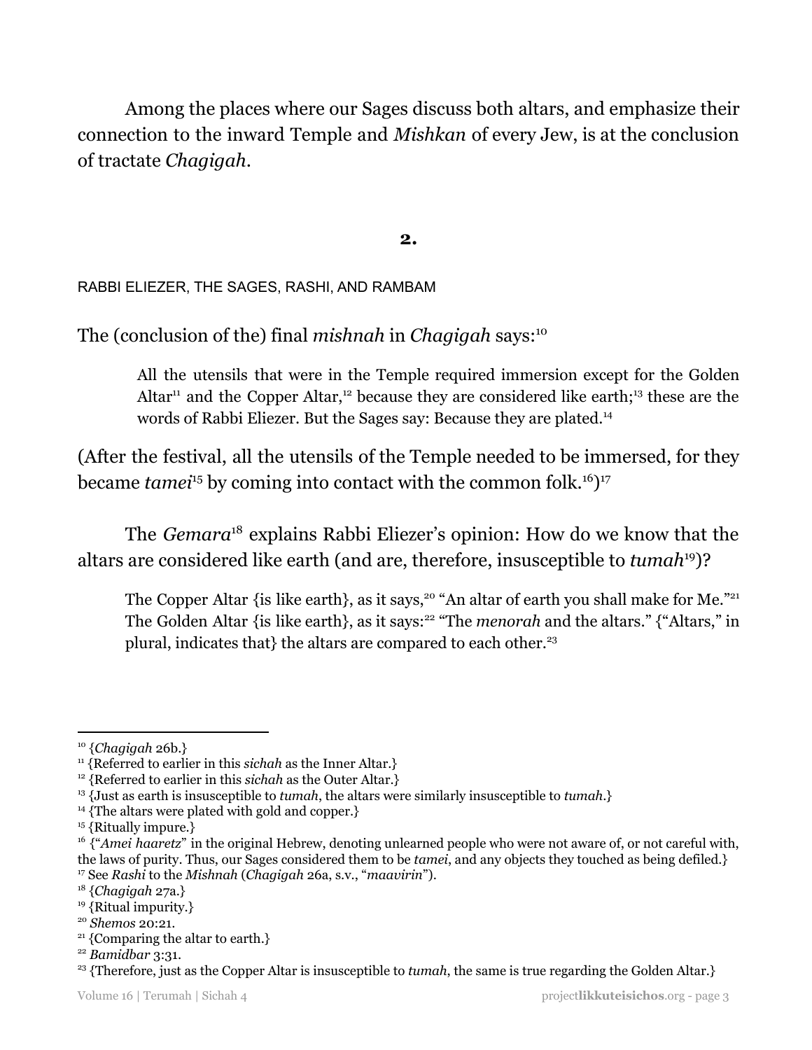Among the places where our Sages discuss both altars, and emphasize their connection to the inward Temple and *Mishkan* of every Jew, is at the conclusion of tractate *Chagigah*.

**2.**

RABBI ELIEZER, THE SAGES, RASHI, AND RAMBAM

The (conclusion of the) final *mishnah* in *Chagigah* says:[10]

> All the utensils that were in the Temple required immersion except for the Golden Altar[11] and the Copper Altar,[12] because they are considered like earth;[13] these are the words of Rabbi Eliezer. But the Sages say: Because they are plated.[14]

(After the festival, all the utensils of the Temple needed to be immersed, for they became *tamei*[15] by coming into contact with the common folk.[16])[17]

The *Gemara*[18] explains Rabbi Eliezer's opinion: How do we know that the altars are considered like earth (and are, therefore, insusceptible to *tumah*[19])?

> The Copper Altar {is like earth}, as it says,[20] "An altar of earth you shall make for Me."[21] The Golden Altar {is like earth}, as it says:[22] "The *menorah* and the altars." {"Altars," in plural, indicates that} the altars are compared to each other.[23]

---

[10] {*Chagigah* 26b.}

[11] {Referred to earlier in this *sichah* as the Inner Altar.}

[12] {Referred to earlier in this *sichah* as the Outer Altar.}

[13] {Just as earth is insusceptible to *tumah*, the altars were similarly insusceptible to *tumah*.}

[14] {The altars were plated with gold and copper.}

[15] {Ritually impure.}

[16] {"*Amei haaretz*" in the original Hebrew, denoting unlearned people who were not aware of, or not careful with, the laws of purity. Thus, our Sages considered them to be *tamei*, and any objects they touched as being defiled.}

[17] See *Rashi* to the *Mishnah* (*Chagigah* 26a, s.v., "*maavirin*").

[18] {*Chagigah* 27a.}

[19] {Ritual impurity.}

[20] *Shemos* 20:21.

[21] {Comparing the altar to earth.}

[22] *Bamidbar* 3:31.

[23] {Therefore, just as the Copper Altar is insusceptible to *tumah*, the same is true regarding the Golden Altar.}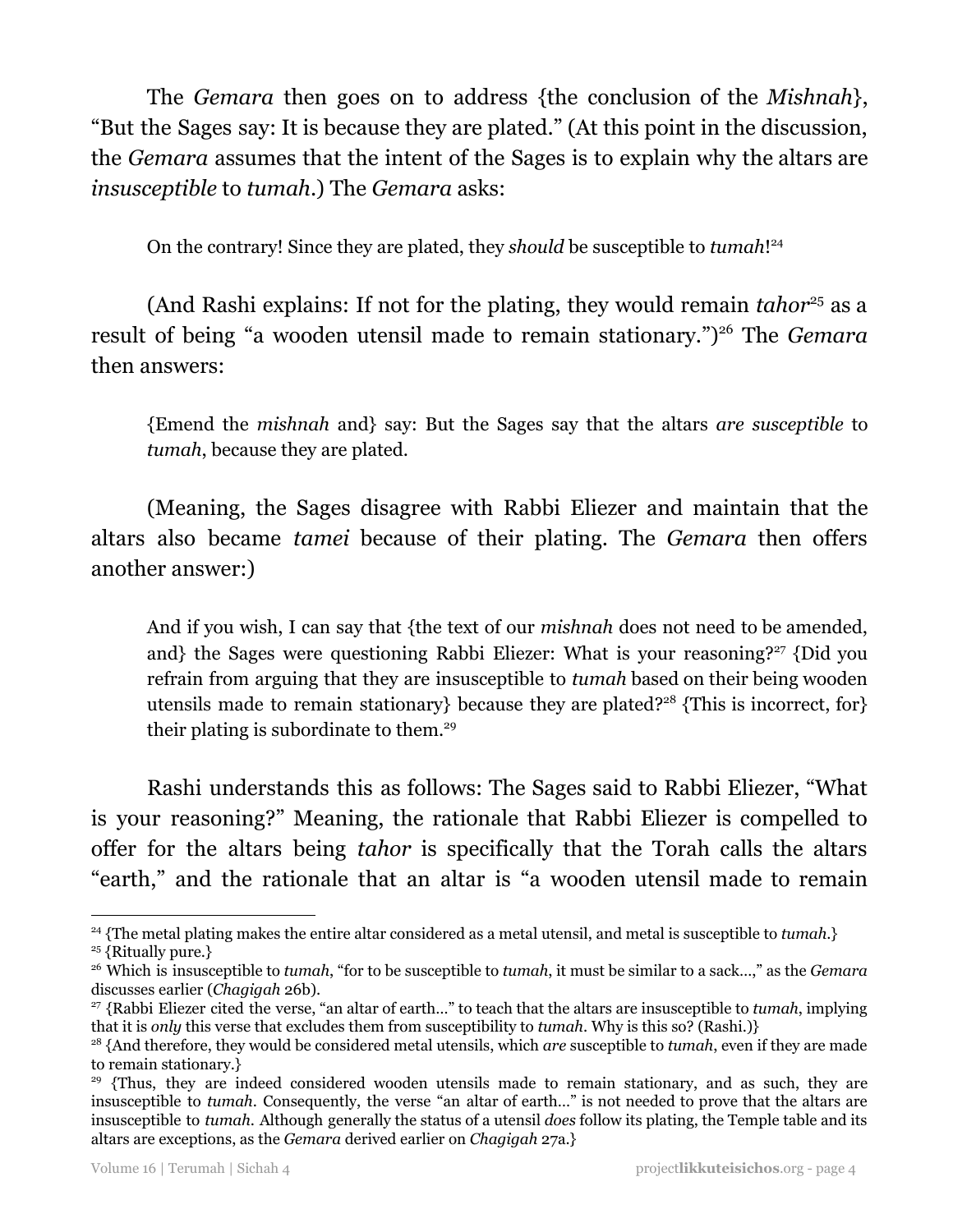The *Gemara* then goes on to address {the conclusion of the *Mishnah*}, "But the Sages say: It is because they are plated." (At this point in the discussion, the *Gemara* assumes that the intent of the Sages is to explain why the altars are *insusceptible* to *tumah*.) The *Gemara* asks:

> On the contrary! Since they are plated, they *should* be susceptible to *tumah*![24]

(And Rashi explains: If not for the plating, they would remain *tahor*[25] as a result of being "a wooden utensil made to remain stationary.")[26] The *Gemara* then answers:

> {Emend the *mishnah* and} say: But the Sages say that the altars *are susceptible* to *tumah*, because they are plated.

(Meaning, the Sages disagree with Rabbi Eliezer and maintain that the altars also became *tamei* because of their plating. The *Gemara* then offers another answer:)

> And if you wish, I can say that {the text of our *mishnah* does not need to be amended, and} the Sages were questioning Rabbi Eliezer: What is your reasoning?[27] {Did you refrain from arguing that they are insusceptible to *tumah* based on their being wooden utensils made to remain stationary} because they are plated?[28] {This is incorrect, for} their plating is subordinate to them.[29]

Rashi understands this as follows: The Sages said to Rabbi Eliezer, "What is your reasoning?" Meaning, the rationale that Rabbi Eliezer is compelled to offer for the altars being *tahor* is specifically that the Torah calls the altars "earth," and the rationale that an altar is "a wooden utensil made to remain

---

[24] {The metal plating makes the entire altar considered as a metal utensil, and metal is susceptible to *tumah*.}

[25] {Ritually pure.}

[26] Which is insusceptible to *tumah*, "for to be susceptible to *tumah*, it must be similar to a sack...," as the *Gemara* discusses earlier (*Chagigah* 26b).

[27] {Rabbi Eliezer cited the verse, "an altar of earth..." to teach that the altars are insusceptible to *tumah*, implying that it is *only* this verse that excludes them from susceptibility to *tumah*. Why is this so? (Rashi.)}

[28] {And therefore, they would be considered metal utensils, which *are* susceptible to *tumah*, even if they are made to remain stationary.}

[29] {Thus, they are indeed considered wooden utensils made to remain stationary, and as such, they are insusceptible to *tumah*. Consequently, the verse "an altar of earth..." is not needed to prove that the altars are insusceptible to *tumah*. Although generally the status of a utensil *does* follow its plating, the Temple table and its altars are exceptions, as the *Gemara* derived earlier on *Chagigah* 27a.}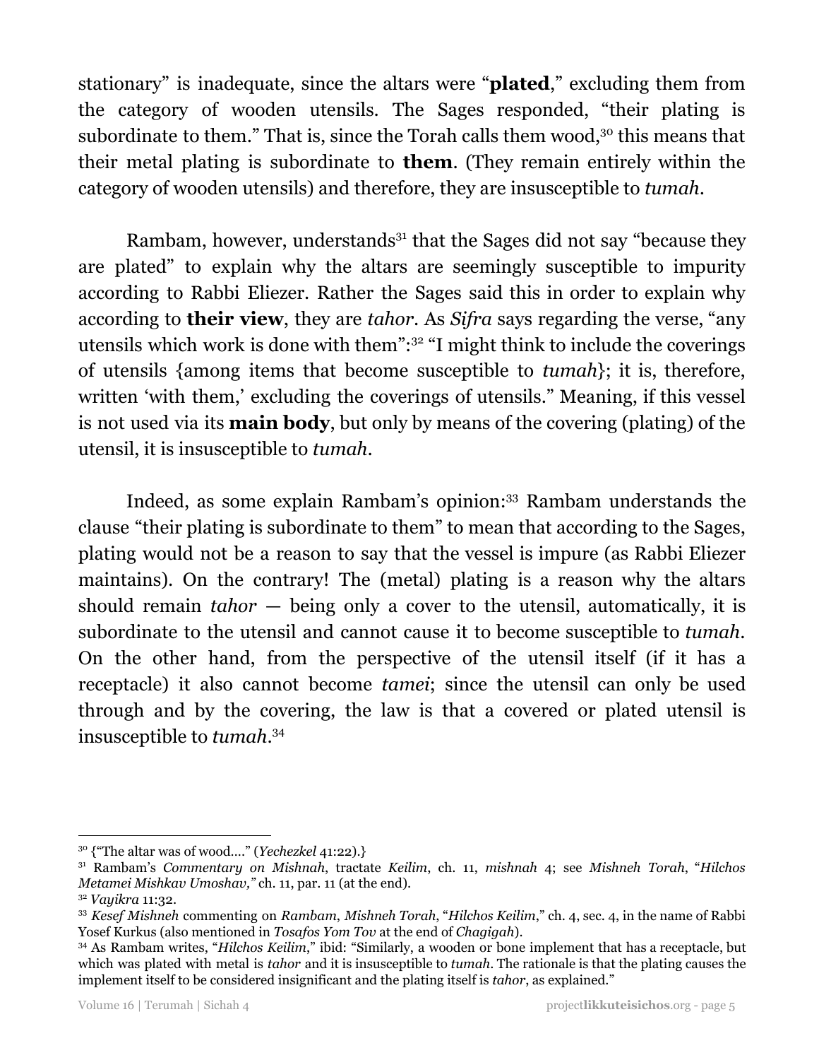stationary" is inadequate, since the altars were "**plated**," excluding them from the category of wooden utensils. The Sages responded, "their plating is subordinate to them." That is, since the Torah calls them wood,[30] this means that their metal plating is subordinate to **them**. (They remain entirely within the category of wooden utensils) and therefore, they are insusceptible to *tumah*.

Rambam, however, understands[31] that the Sages did not say "because they are plated" to explain why the altars are seemingly susceptible to impurity according to Rabbi Eliezer. Rather the Sages said this in order to explain why according to **their view**, they are *tahor*. As *Sifra* says regarding the verse, "any utensils which work is done with them":[32] "I might think to include the coverings of utensils {among items that become susceptible to *tumah*}; it is, therefore, written 'with them,' excluding the coverings of utensils." Meaning, if this vessel is not used via its **main body**, but only by means of the covering (plating) of the utensil, it is insusceptible to *tumah*.

Indeed, as some explain Rambam's opinion:[33] Rambam understands the clause "their plating is subordinate to them" to mean that according to the Sages, plating would not be a reason to say that the vessel is impure (as Rabbi Eliezer maintains). On the contrary! The (metal) plating is a reason why the altars should remain *tahor* — being only a cover to the utensil, automatically, it is subordinate to the utensil and cannot cause it to become susceptible to *tumah*. On the other hand, from the perspective of the utensil itself (if it has a receptacle) it also cannot become *tamei*; since the utensil can only be used through and by the covering, the law is that a covered or plated utensil is insusceptible to *tumah*.[34]

---

[30] {"The altar was of wood...." (*Yechezkel* 41:22).}

[31] Rambam's *Commentary on Mishnah*, tractate *Keilim*, ch. 11, *mishnah* 4; see *Mishneh Torah*, "*Hilchos Metamei Mishkav Umoshav,"* ch. 11, par. 11 (at the end).

[32] *Vayikra* 11:32.

[33] *Kesef Mishneh* commenting on *Rambam*, *Mishneh Torah*, "*Hilchos Keilim*," ch. 4, sec. 4, in the name of Rabbi Yosef Kurkus (also mentioned in *Tosafos Yom Tov* at the end of *Chagigah*).

[34] As Rambam writes, "*Hilchos Keilim*," ibid: "Similarly, a wooden or bone implement that has a receptacle, but which was plated with metal is *tahor* and it is insusceptible to *tumah*. The rationale is that the plating causes the implement itself to be considered insignificant and the plating itself is *tahor*, as explained."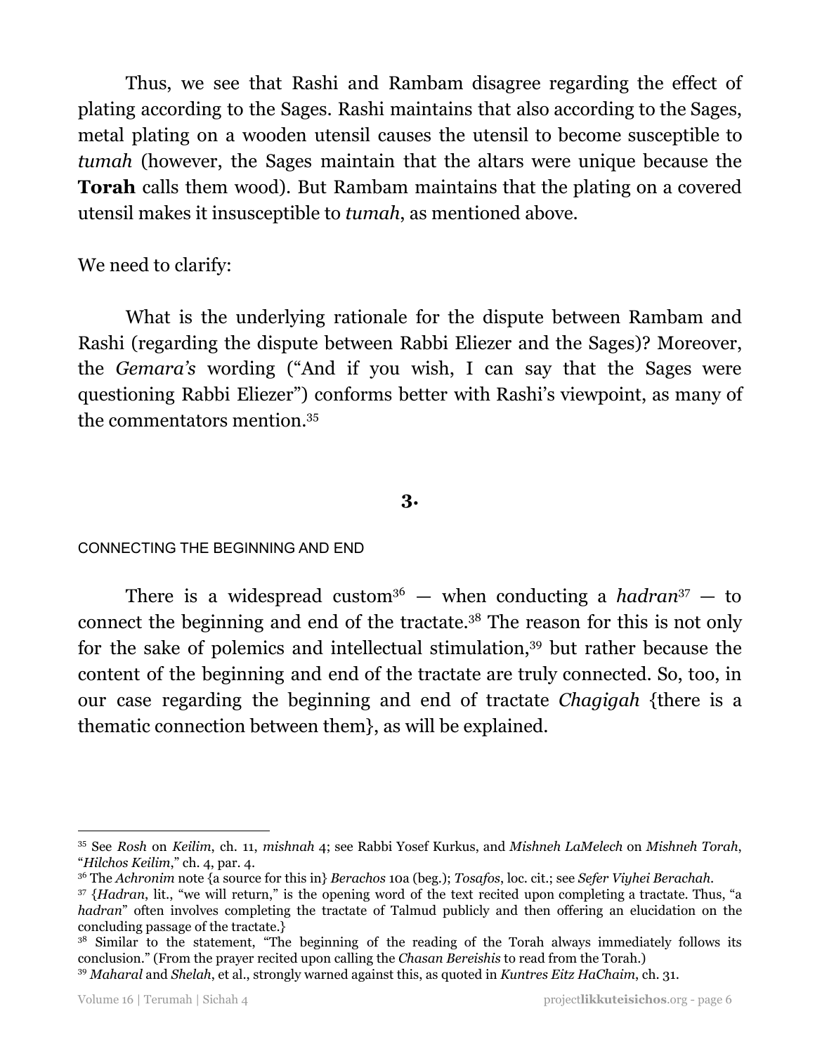Thus, we see that Rashi and Rambam disagree regarding the effect of plating according to the Sages. Rashi maintains that also according to the Sages, metal plating on a wooden utensil causes the utensil to become susceptible to *tumah* (however, the Sages maintain that the altars were unique because the **Torah** calls them wood). But Rambam maintains that the plating on a covered utensil makes it insusceptible to *tumah*, as mentioned above.

We need to clarify:

What is the underlying rationale for the dispute between Rambam and Rashi (regarding the dispute between Rabbi Eliezer and the Sages)? Moreover, the *Gemara's* wording ("And if you wish, I can say that the Sages were questioning Rabbi Eliezer") conforms better with Rashi's viewpoint, as many of the commentators mention.[35]

## 3.

### CONNECTING THE BEGINNING AND END

There is a widespread custom[36] — when conducting a *hadran*[37] — to connect the beginning and end of the tractate.[38] The reason for this is not only for the sake of polemics and intellectual stimulation,[39] but rather because the content of the beginning and end of the tractate are truly connected. So, too, in our case regarding the beginning and end of tractate *Chagigah* {there is a thematic connection between them}, as will be explained.

---

[35] See *Rosh* on *Keilim*, ch. 11, *mishnah* 4; see Rabbi Yosef Kurkus, and *Mishneh LaMelech* on *Mishneh Torah*, "*Hilchos Keilim*," ch. 4, par. 4.

[36] The *Achronim* note {a source for this in} *Berachos* 10a (beg.); *Tosafos*, loc. cit.; see *Sefer Viyhei Berachah*.

[37] {*Hadran*, lit., "we will return," is the opening word of the text recited upon completing a tractate. Thus, "a *hadran*" often involves completing the tractate of Talmud publicly and then offering an elucidation on the concluding passage of the tractate.}

[38] Similar to the statement, "The beginning of the reading of the Torah always immediately follows its conclusion." (From the prayer recited upon calling the *Chasan Bereishis* to read from the Torah.)

[39] *Maharal* and *Shelah*, et al., strongly warned against this, as quoted in *Kuntres Eitz HaChaim*, ch. 31.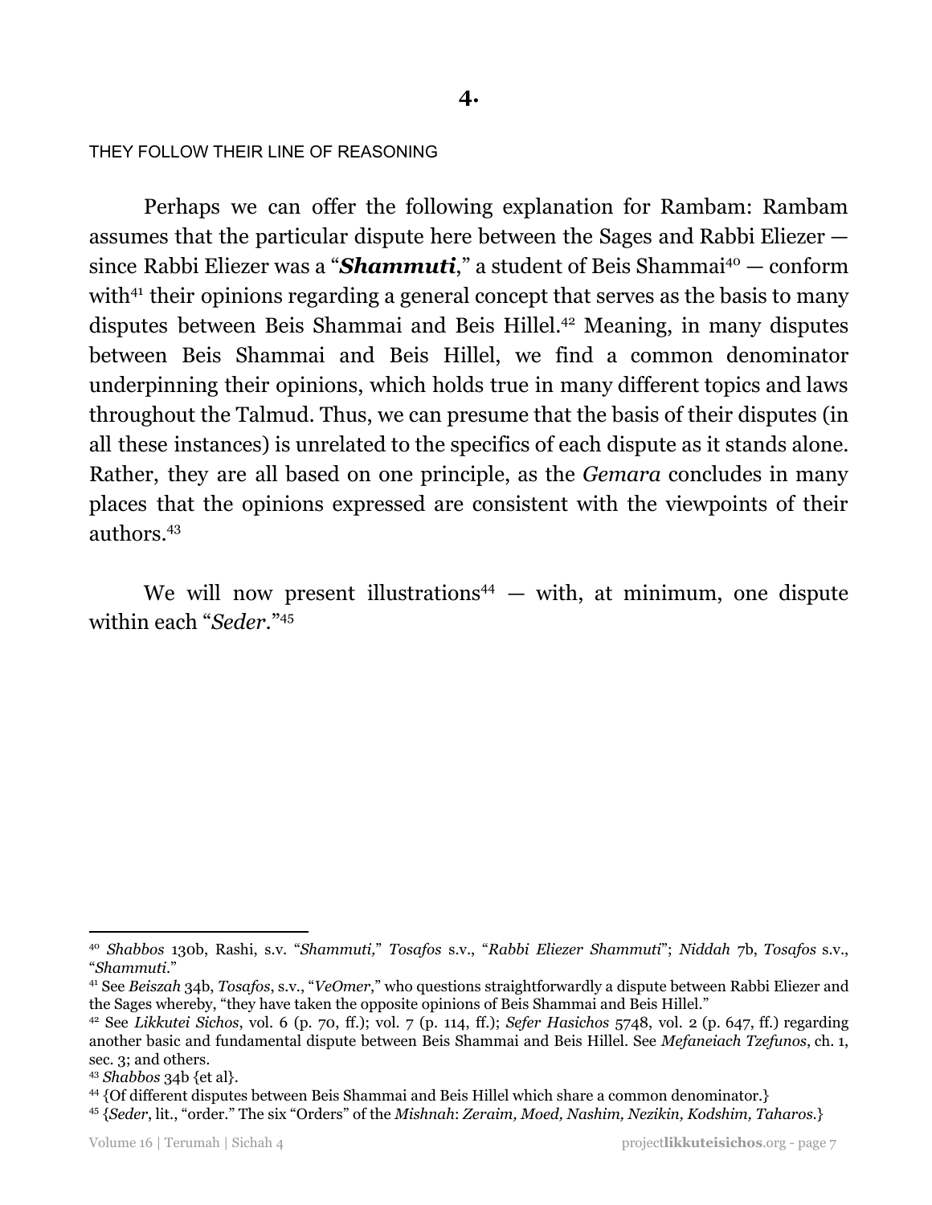## 4.

THEY FOLLOW THEIR LINE OF REASONING

Perhaps we can offer the following explanation for Rambam: Rambam assumes that the particular dispute here between the Sages and Rabbi Eliezer — since Rabbi Eliezer was a "***Shammuti***," a student of Beis Shammai[40] — conform with[41] their opinions regarding a general concept that serves as the basis to many disputes between Beis Shammai and Beis Hillel.[42] Meaning, in many disputes between Beis Shammai and Beis Hillel, we find a common denominator underpinning their opinions, which holds true in many different topics and laws throughout the Talmud. Thus, we can presume that the basis of their disputes (in all these instances) is unrelated to the specifics of each dispute as it stands alone. Rather, they are all based on one principle, as the *Gemara* concludes in many places that the opinions expressed are consistent with the viewpoints of their authors.[43]

We will now present illustrations[44] — with, at minimum, one dispute within each "*Seder*."[45]

---

[40] *Shabbos* 130b, Rashi, s.v. "*Shammuti,*" *Tosafos* s.v., "*Rabbi Eliezer Shammuti*"; *Niddah* 7b, *Tosafos* s.v., "*Shammuti*."

[41] See *Beiszah* 34b, *Tosafos*, s.v., "*VeOmer*," who questions straightforwardly a dispute between Rabbi Eliezer and the Sages whereby, "they have taken the opposite opinions of Beis Shammai and Beis Hillel."

[42] See *Likkutei Sichos*, vol. 6 (p. 70, ff.); vol. 7 (p. 114, ff.); *Sefer Hasichos* 5748, vol. 2 (p. 647, ff.) regarding another basic and fundamental dispute between Beis Shammai and Beis Hillel. See *Mefaneiach Tzefunos*, ch. 1, sec. 3; and others.

[43] *Shabbos* 34b {et al}.

[44] {Of different disputes between Beis Shammai and Beis Hillel which share a common denominator.}

[45] {*Seder*, lit., "order." The six "Orders" of the *Mishnah*: *Zeraim, Moed, Nashim, Nezikin, Kodshim, Taharos.*}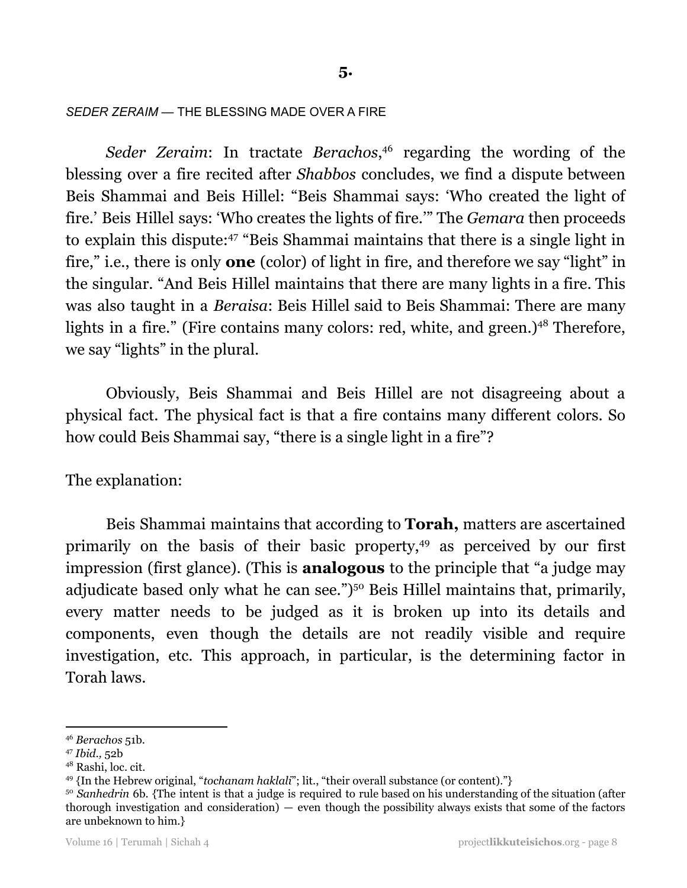**5.**

*SEDER ZERAIM* — THE BLESSING MADE OVER A FIRE

*Seder Zeraim*: In tractate *Berachos*,[46] regarding the wording of the blessing over a fire recited after *Shabbos* concludes, we find a dispute between Beis Shammai and Beis Hillel: "Beis Shammai says: 'Who created the light of fire.' Beis Hillel says: 'Who creates the lights of fire.'" The *Gemara* then proceeds to explain this dispute:[47] "Beis Shammai maintains that there is a single light in fire," i.e., there is only **one** (color) of light in fire, and therefore we say "light" in the singular. "And Beis Hillel maintains that there are many lights in a fire. This was also taught in a *Beraisa*: Beis Hillel said to Beis Shammai: There are many lights in a fire." (Fire contains many colors: red, white, and green.)[48] Therefore, we say "lights" in the plural.

Obviously, Beis Shammai and Beis Hillel are not disagreeing about a physical fact. The physical fact is that a fire contains many different colors. So how could Beis Shammai say, "there is a single light in a fire"?

The explanation:

Beis Shammai maintains that according to **Torah,** matters are ascertained primarily on the basis of their basic property,[49] as perceived by our first impression (first glance). (This is **analogous** to the principle that "a judge may adjudicate based only what he can see.")[50] Beis Hillel maintains that, primarily, every matter needs to be judged as it is broken up into its details and components, even though the details are not readily visible and require investigation, etc. This approach, in particular, is the determining factor in Torah laws.

---

[46] *Berachos* 51b.

[47] *Ibid.,* 52b

[48] Rashi, loc. cit.

[49] {In the Hebrew original, "*tochanam haklali*"; lit., "their overall substance (or content)."}

[50] *Sanhedrin* 6b. {The intent is that a judge is required to rule based on his understanding of the situation (after thorough investigation and consideration) — even though the possibility always exists that some of the factors are unbeknown to him.}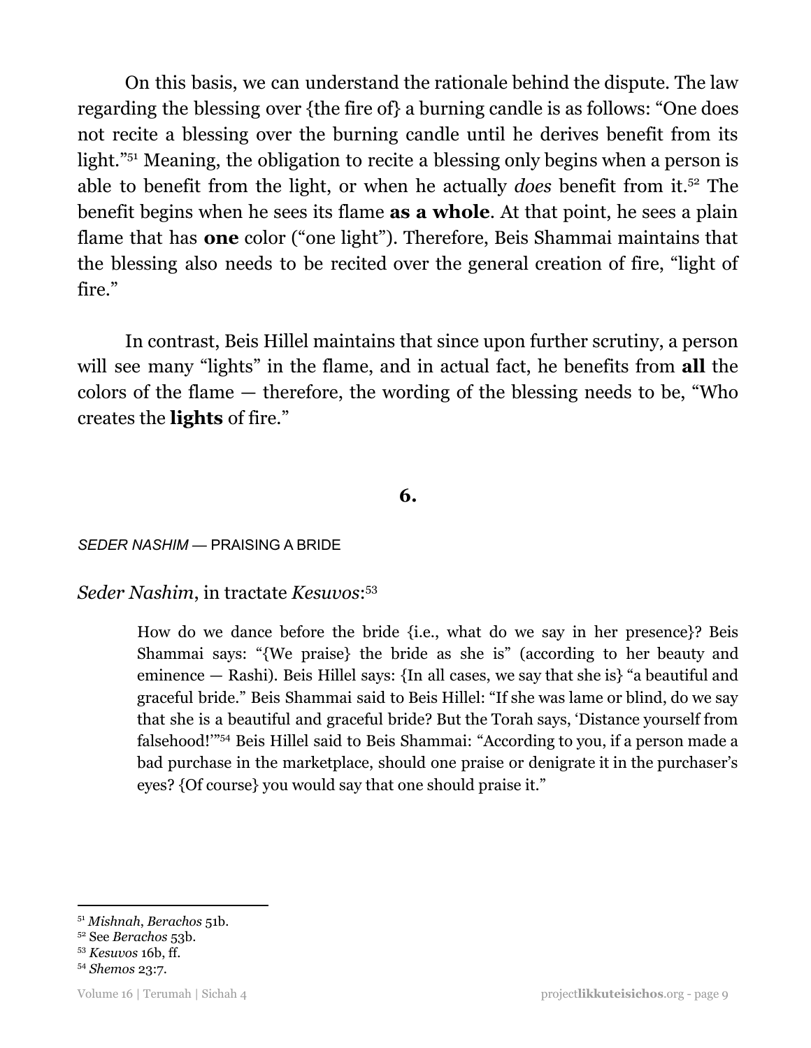On this basis, we can understand the rationale behind the dispute. The law regarding the blessing over {the fire of} a burning candle is as follows: "One does not recite a blessing over the burning candle until he derives benefit from its light."[51] Meaning, the obligation to recite a blessing only begins when a person is able to benefit from the light, or when he actually *does* benefit from it.[52] The benefit begins when he sees its flame **as a whole**. At that point, he sees a plain flame that has **one** color ("one light"). Therefore, Beis Shammai maintains that the blessing also needs to be recited over the general creation of fire, "light of fire."

In contrast, Beis Hillel maintains that since upon further scrutiny, a person will see many "lights" in the flame, and in actual fact, he benefits from **all** the colors of the flame — therefore, the wording of the blessing needs to be, "Who creates the **lights** of fire."

## 6.

### *SEDER NASHIM* — PRAISING A BRIDE

*Seder Nashim*, in tractate *Kesuvos*:[53]

> How do we dance before the bride {i.e., what do we say in her presence}? Beis Shammai says: "{We praise} the bride as she is" (according to her beauty and eminence — Rashi). Beis Hillel says: {In all cases, we say that she is} "a beautiful and graceful bride." Beis Shammai said to Beis Hillel: "If she was lame or blind, do we say that she is a beautiful and graceful bride? But the Torah says, 'Distance yourself from falsehood!'"[54] Beis Hillel said to Beis Shammai: "According to you, if a person made a bad purchase in the marketplace, should one praise or denigrate it in the purchaser's eyes? {Of course} you would say that one should praise it."

---

[51] *Mishnah*, *Berachos* 51b.

[52] See *Berachos* 53b.

[53] *Kesuvos* 16b, ff.

[54] *Shemos* 23:7.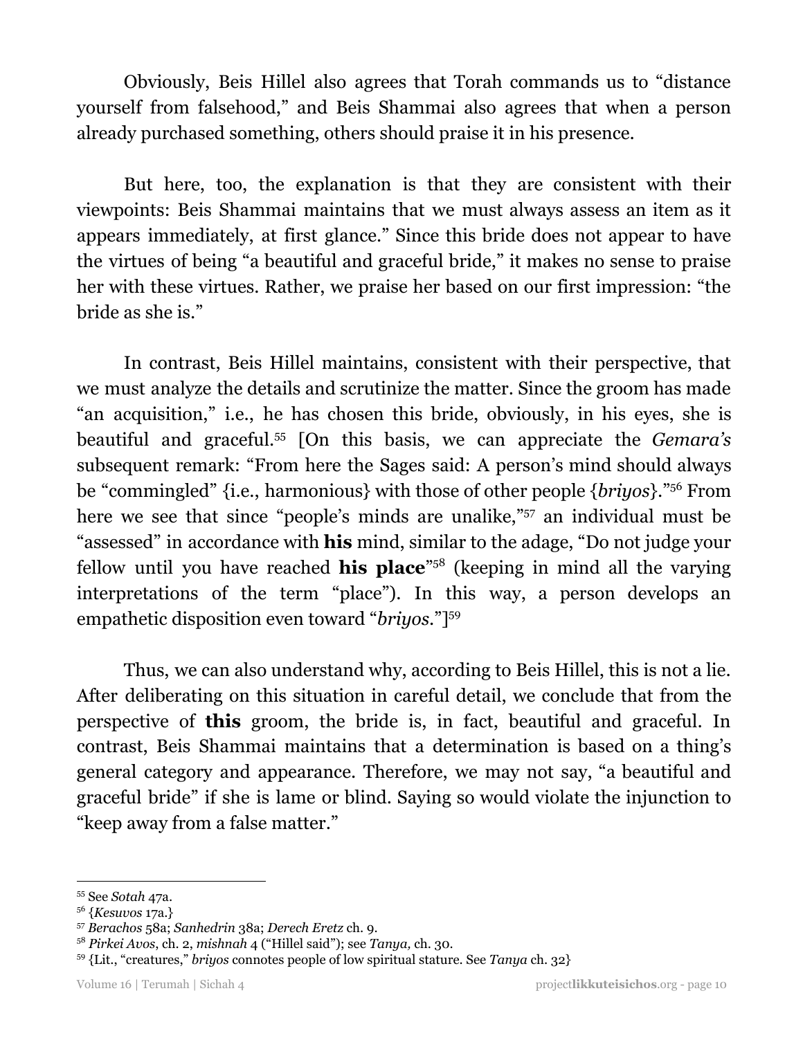Obviously, Beis Hillel also agrees that Torah commands us to "distance yourself from falsehood," and Beis Shammai also agrees that when a person already purchased something, others should praise it in his presence.

But here, too, the explanation is that they are consistent with their viewpoints: Beis Shammai maintains that we must always assess an item as it appears immediately, at first glance." Since this bride does not appear to have the virtues of being "a beautiful and graceful bride," it makes no sense to praise her with these virtues. Rather, we praise her based on our first impression: "the bride as she is."

In contrast, Beis Hillel maintains, consistent with their perspective, that we must analyze the details and scrutinize the matter. Since the groom has made "an acquisition," i.e., he has chosen this bride, obviously, in his eyes, she is beautiful and graceful.[55] [On this basis, we can appreciate the *Gemara's* subsequent remark: "From here the Sages said: A person's mind should always be "commingled" {i.e., harmonious} with those of other people {*briyos*}."[56] From here we see that since "people's minds are unalike,"[57] an individual must be "assessed" in accordance with **his** mind, similar to the adage, "Do not judge your fellow until you have reached **his place**"[58] (keeping in mind all the varying interpretations of the term "place"). In this way, a person develops an empathetic disposition even toward "*briyos*."][59]

Thus, we can also understand why, according to Beis Hillel, this is not a lie. After deliberating on this situation in careful detail, we conclude that from the perspective of **this** groom, the bride is, in fact, beautiful and graceful. In contrast, Beis Shammai maintains that a determination is based on a thing's general category and appearance. Therefore, we may not say, "a beautiful and graceful bride" if she is lame or blind. Saying so would violate the injunction to "keep away from a false matter."

---

[55] See *Sotah* 47a.

[56] {*Kesuvos* 17a.}

[57] *Berachos* 58a; *Sanhedrin* 38a; *Derech Eretz* ch. 9.

[58] *Pirkei Avos*, ch. 2, *mishnah* 4 ("Hillel said"); see *Tanya,* ch. 30.

[59] {Lit., "creatures," *briyos* connotes people of low spiritual stature. See *Tanya* ch. 32}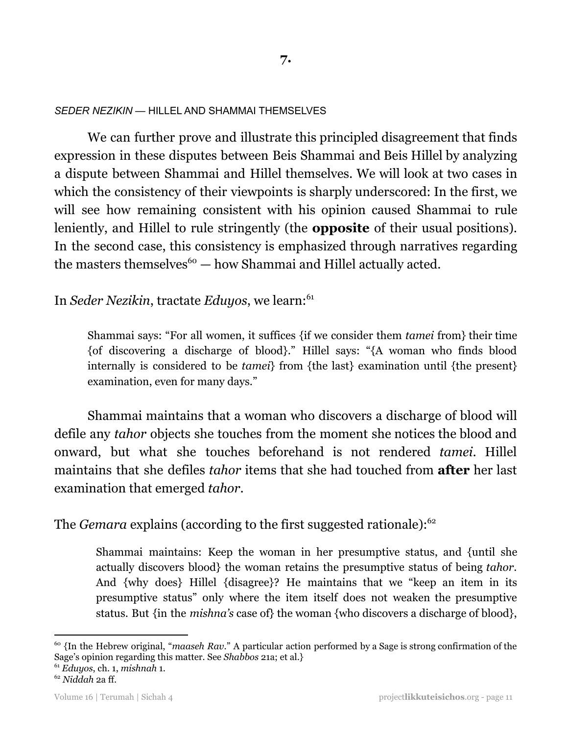## 7.

*SEDER NEZIKIN* — HILLEL AND SHAMMAI THEMSELVES

We can further prove and illustrate this principled disagreement that finds expression in these disputes between Beis Shammai and Beis Hillel by analyzing a dispute between Shammai and Hillel themselves. We will look at two cases in which the consistency of their viewpoints is sharply underscored: In the first, we will see how remaining consistent with his opinion caused Shammai to rule leniently, and Hillel to rule stringently (the **opposite** of their usual positions). In the second case, this consistency is emphasized through narratives regarding the masters themselves[60] — how Shammai and Hillel actually acted.

In *Seder Nezikin*, tractate *Eduyos*, we learn:[61]

> Shammai says: "For all women, it suffices {if we consider them *tamei* from} their time {of discovering a discharge of blood}." Hillel says: "{A woman who finds blood internally is considered to be *tamei*} from {the last} examination until {the present} examination, even for many days."

Shammai maintains that a woman who discovers a discharge of blood will defile any *tahor* objects she touches from the moment she notices the blood and onward, but what she touches beforehand is not rendered *tamei*. Hillel maintains that she defiles *tahor* items that she had touched from **after** her last examination that emerged *tahor*.

The *Gemara* explains (according to the first suggested rationale):[62]

> Shammai maintains: Keep the woman in her presumptive status, and {until she actually discovers blood} the woman retains the presumptive status of being *tahor*. And {why does} Hillel {disagree}? He maintains that we "keep an item in its presumptive status" only where the item itself does not weaken the presumptive status. But {in the *mishna's* case of} the woman {who discovers a discharge of blood},

---

[60] {In the Hebrew original, "*maaseh Rav*." A particular action performed by a Sage is strong confirmation of the Sage's opinion regarding this matter. See *Shabbos* 21a; et al.}

[61] *Eduyos*, ch. 1, *mishnah* 1.

[62] *Niddah* 2a ff.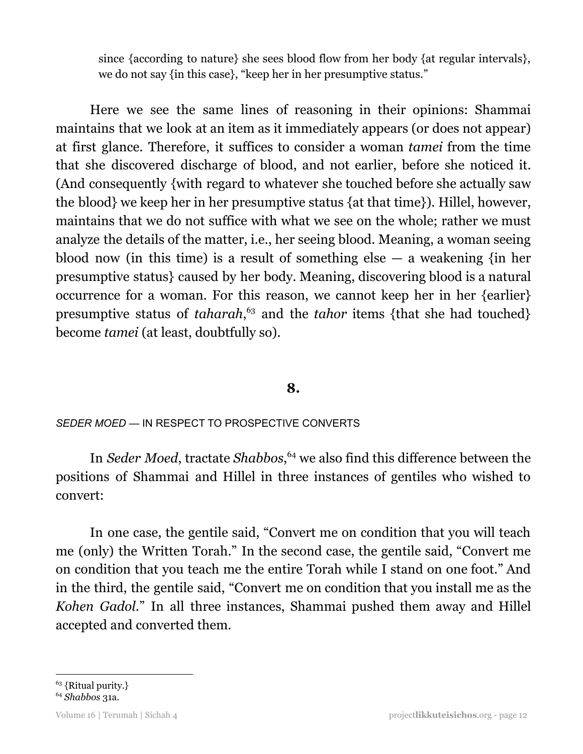> since {according to nature} she sees blood flow from her body {at regular intervals}, we do not say {in this case}, "keep her in her presumptive status."

Here we see the same lines of reasoning in their opinions: Shammai maintains that we look at an item as it immediately appears (or does not appear) at first glance. Therefore, it suffices to consider a woman *tamei* from the time that she discovered discharge of blood, and not earlier, before she noticed it. (And consequently {with regard to whatever she touched before she actually saw the blood} we keep her in her presumptive status {at that time}). Hillel, however, maintains that we do not suffice with what we see on the whole; rather we must analyze the details of the matter, i.e., her seeing blood. Meaning, a woman seeing blood now (in this time) is a result of something else — a weakening {in her presumptive status} caused by her body. Meaning, discovering blood is a natural occurrence for a woman. For this reason, we cannot keep her in her {earlier} presumptive status of *taharah*,[63] and the *tahor* items {that she had touched} become *tamei* (at least, doubtfully so).

## 8.

*SEDER MOED* — IN RESPECT TO PROSPECTIVE CONVERTS

In *Seder Moed*, tractate *Shabbos*,[64] we also find this difference between the positions of Shammai and Hillel in three instances of gentiles who wished to convert:

In one case, the gentile said, "Convert me on condition that you will teach me (only) the Written Torah." In the second case, the gentile said, "Convert me on condition that you teach me the entire Torah while I stand on one foot." And in the third, the gentile said, "Convert me on condition that you install me as the *Kohen Gadol*." In all three instances, Shammai pushed them away and Hillel accepted and converted them.

---

[63] {Ritual purity.}

[64] *Shabbos* 31a.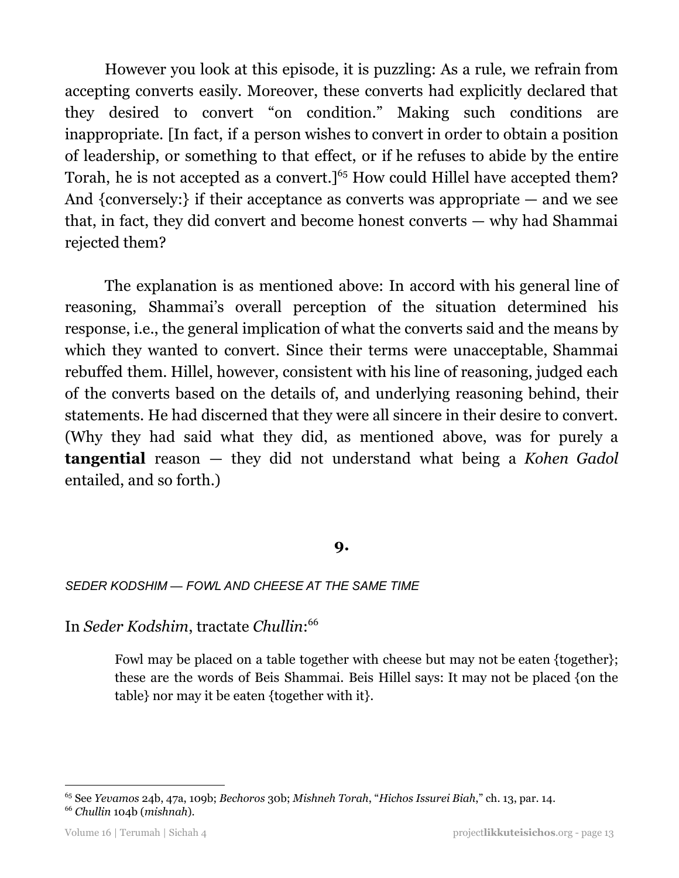However you look at this episode, it is puzzling: As a rule, we refrain from accepting converts easily. Moreover, these converts had explicitly declared that they desired to convert "on condition." Making such conditions are inappropriate. [In fact, if a person wishes to convert in order to obtain a position of leadership, or something to that effect, or if he refuses to abide by the entire Torah, he is not accepted as a convert.][65] How could Hillel have accepted them? And {conversely:} if their acceptance as converts was appropriate — and we see that, in fact, they did convert and become honest converts — why had Shammai rejected them?

The explanation is as mentioned above: In accord with his general line of reasoning, Shammai's overall perception of the situation determined his response, i.e., the general implication of what the converts said and the means by which they wanted to convert. Since their terms were unacceptable, Shammai rebuffed them. Hillel, however, consistent with his line of reasoning, judged each of the converts based on the details of, and underlying reasoning behind, their statements. He had discerned that they were all sincere in their desire to convert. (Why they had said what they did, as mentioned above, was for purely a **tangential** reason — they did not understand what being a *Kohen Gadol* entailed, and so forth.)

## 9.

*SEDER KODSHIM — FOWL AND CHEESE AT THE SAME TIME*

In *Seder Kodshim*, tractate *Chullin*:[66]

> Fowl may be placed on a table together with cheese but may not be eaten {together}; these are the words of Beis Shammai. Beis Hillel says: It may not be placed {on the table} nor may it be eaten {together with it}.

---

[65] See *Yevamos* 24b, 47a, 109b; *Bechoros* 30b; *Mishneh Torah*, "*Hichos Issurei Biah*," ch. 13, par. 14.

[66] *Chullin* 104b (*mishnah*).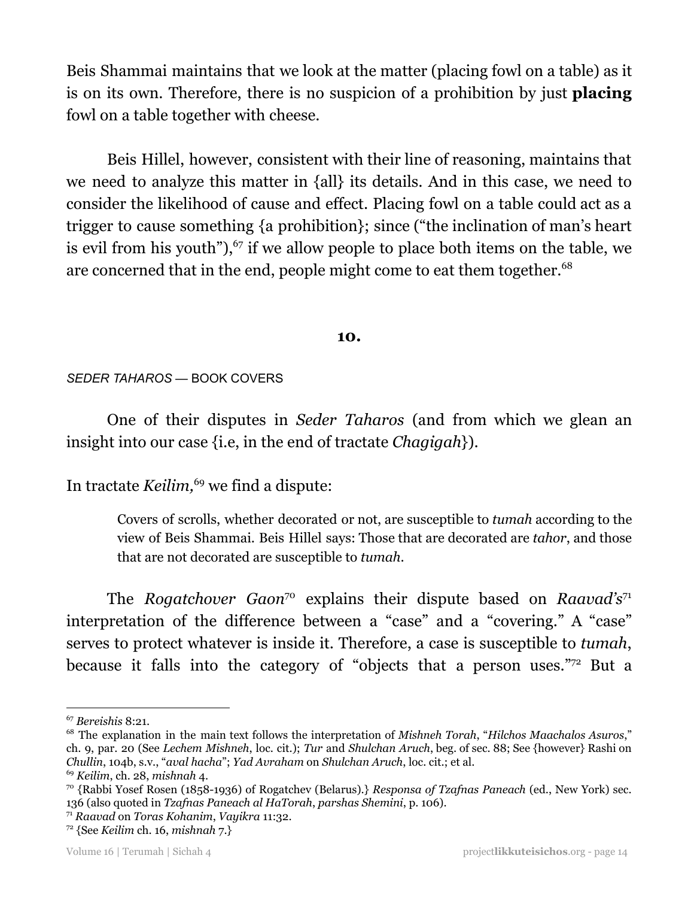Beis Shammai maintains that we look at the matter (placing fowl on a table) as it is on its own. Therefore, there is no suspicion of a prohibition by just **placing** fowl on a table together with cheese.

Beis Hillel, however, consistent with their line of reasoning, maintains that we need to analyze this matter in {all} its details. And in this case, we need to consider the likelihood of cause and effect. Placing fowl on a table could act as a trigger to cause something {a prohibition}; since ("the inclination of man's heart is evil from his youth"),[67] if we allow people to place both items on the table, we are concerned that in the end, people might come to eat them together.[68]

**10.**

*SEDER TAHAROS* — BOOK COVERS

One of their disputes in *Seder Taharos* (and from which we glean an insight into our case {i.e, in the end of tractate *Chagigah*}).

In tractate *Keilim,*[69] we find a dispute:

> Covers of scrolls, whether decorated or not, are susceptible to *tumah* according to the view of Beis Shammai. Beis Hillel says: Those that are decorated are *tahor*, and those that are not decorated are susceptible to *tumah*.

The *Rogatchover Gaon*[70] explains their dispute based on *Raavad's*[71] interpretation of the difference between a "case" and a "covering." A "case" serves to protect whatever is inside it. Therefore, a case is susceptible to *tumah*, because it falls into the category of "objects that a person uses."[72] But a

---

[67] *Bereishis* 8:21.

[68] The explanation in the main text follows the interpretation of *Mishneh Torah*, "*Hilchos Maachalos Asuros*," ch. 9, par. 20 (See *Lechem Mishneh*, loc. cit.); *Tur* and *Shulchan Aruch*, beg. of sec. 88; See {however} Rashi on *Chullin*, 104b, s.v., "*aval hacha*"; *Yad Avraham* on *Shulchan Aruch*, loc. cit.; et al.

[69] *Keilim*, ch. 28, *mishnah* 4.

[70] {Rabbi Yosef Rosen (1858-1936) of Rogatchev (Belarus).} *Responsa of Tzafnas Paneach* (ed., New York) sec. 136 (also quoted in *Tzafnas Paneach al HaTorah*, *parshas Shemini*, p. 106).

[71] *Raavad* on *Toras Kohanim*, *Vayikra* 11:32.

[72] {See *Keilim* ch. 16, *mishnah* 7.}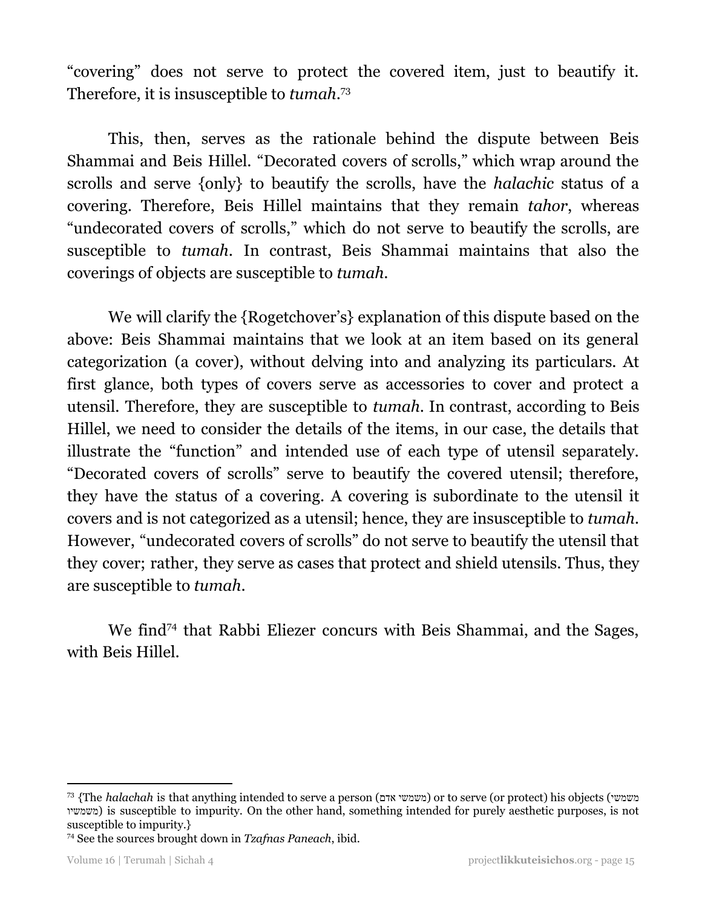"covering" does not serve to protect the covered item, just to beautify it. Therefore, it is insusceptible to *tumah*.[73]

This, then, serves as the rationale behind the dispute between Beis Shammai and Beis Hillel. "Decorated covers of scrolls," which wrap around the scrolls and serve {only} to beautify the scrolls, have the *halachic* status of a covering. Therefore, Beis Hillel maintains that they remain *tahor*, whereas "undecorated covers of scrolls," which do not serve to beautify the scrolls, are susceptible to *tumah*. In contrast, Beis Shammai maintains that also the coverings of objects are susceptible to *tumah*.

We will clarify the {Rogetchover's} explanation of this dispute based on the above: Beis Shammai maintains that we look at an item based on its general categorization (a cover), without delving into and analyzing its particulars. At first glance, both types of covers serve as accessories to cover and protect a utensil. Therefore, they are susceptible to *tumah*. In contrast, according to Beis Hillel, we need to consider the details of the items, in our case, the details that illustrate the "function" and intended use of each type of utensil separately. "Decorated covers of scrolls" serve to beautify the covered utensil; therefore, they have the status of a covering. A covering is subordinate to the utensil it covers and is not categorized as a utensil; hence, they are insusceptible to *tumah*. However, "undecorated covers of scrolls" do not serve to beautify the utensil that they cover; rather, they serve as cases that protect and shield utensils. Thus, they are susceptible to *tumah*.

We find[74] that Rabbi Eliezer concurs with Beis Shammai, and the Sages, with Beis Hillel.

---

[73] {The *halachah* is that anything intended to serve a person (משמשי אדם) or to serve (or protect) his objects (משמשי משמשיו) is susceptible to impurity. On the other hand, something intended for purely aesthetic purposes, is not susceptible to impurity.}

[74] See the sources brought down in *Tzafnas Paneach*, ibid.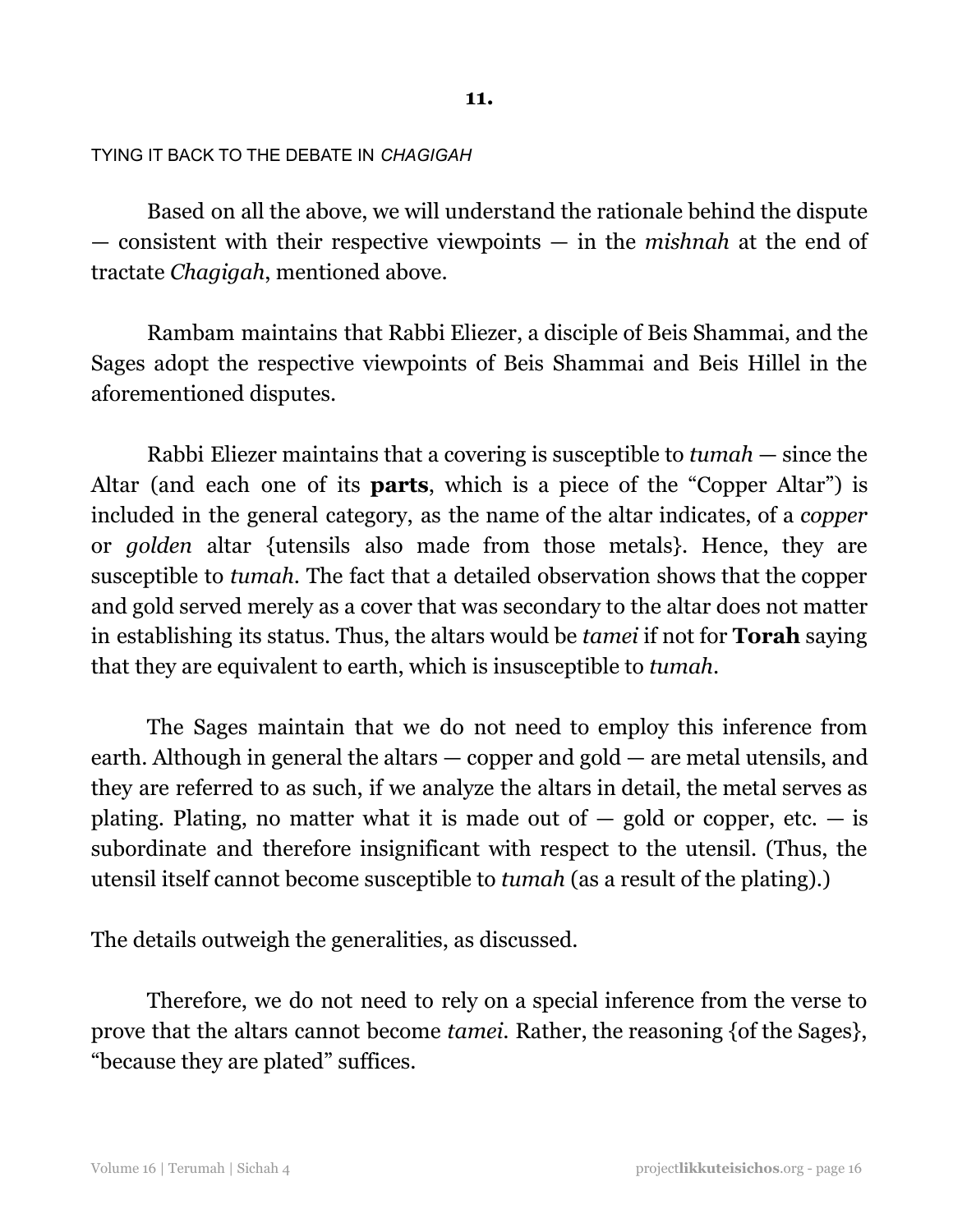**11.**

TYING IT BACK TO THE DEBATE IN *CHAGIGAH*

Based on all the above, we will understand the rationale behind the dispute — consistent with their respective viewpoints — in the *mishnah* at the end of tractate *Chagigah*, mentioned above.

Rambam maintains that Rabbi Eliezer, a disciple of Beis Shammai, and the Sages adopt the respective viewpoints of Beis Shammai and Beis Hillel in the aforementioned disputes.

Rabbi Eliezer maintains that a covering is susceptible to *tumah* — since the Altar (and each one of its **parts**, which is a piece of the "Copper Altar") is included in the general category, as the name of the altar indicates, of a *copper* or *golden* altar {utensils also made from those metals}. Hence, they are susceptible to *tumah*. The fact that a detailed observation shows that the copper and gold served merely as a cover that was secondary to the altar does not matter in establishing its status. Thus, the altars would be *tamei* if not for **Torah** saying that they are equivalent to earth, which is insusceptible to *tumah*.

The Sages maintain that we do not need to employ this inference from earth. Although in general the altars — copper and gold — are metal utensils, and they are referred to as such, if we analyze the altars in detail, the metal serves as plating. Plating, no matter what it is made out of — gold or copper, etc. — is subordinate and therefore insignificant with respect to the utensil. (Thus, the utensil itself cannot become susceptible to *tumah* (as a result of the plating).)

The details outweigh the generalities, as discussed.

Therefore, we do not need to rely on a special inference from the verse to prove that the altars cannot become *tamei*. Rather, the reasoning {of the Sages}, "because they are plated" suffices.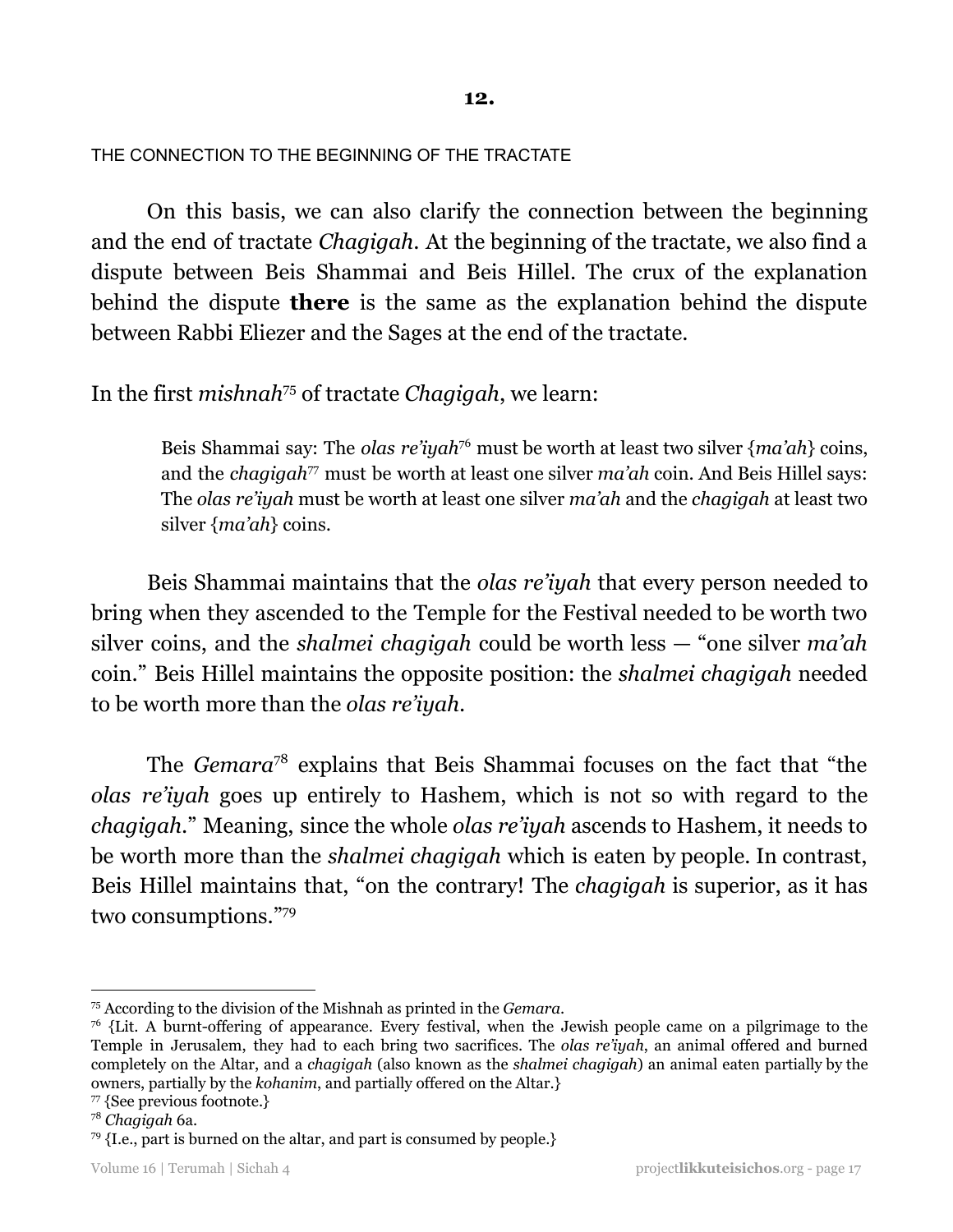## 12.

THE CONNECTION TO THE BEGINNING OF THE TRACTATE

On this basis, we can also clarify the connection between the beginning and the end of tractate *Chagigah*. At the beginning of the tractate, we also find a dispute between Beis Shammai and Beis Hillel. The crux of the explanation behind the dispute **there** is the same as the explanation behind the dispute between Rabbi Eliezer and the Sages at the end of the tractate.

In the first *mishnah*[75] of tractate *Chagigah*, we learn:

> Beis Shammai say: The *olas re'iyah*[76] must be worth at least two silver {*ma'ah*} coins, and the *chagigah*[77] must be worth at least one silver *ma'ah* coin. And Beis Hillel says: The *olas re'iyah* must be worth at least one silver *ma'ah* and the *chagigah* at least two silver {*ma'ah*} coins.

Beis Shammai maintains that the *olas re'iyah* that every person needed to bring when they ascended to the Temple for the Festival needed to be worth two silver coins, and the *shalmei chagigah* could be worth less — "one silver *ma'ah* coin." Beis Hillel maintains the opposite position: the *shalmei chagigah* needed to be worth more than the *olas re'iyah*.

The *Gemara*[78] explains that Beis Shammai focuses on the fact that "the *olas re'iyah* goes up entirely to Hashem, which is not so with regard to the *chagigah*." Meaning, since the whole *olas re'iyah* ascends to Hashem, it needs to be worth more than the *shalmei chagigah* which is eaten by people. In contrast, Beis Hillel maintains that, "on the contrary! The *chagigah* is superior, as it has two consumptions."[79]

---

[75] According to the division of the Mishnah as printed in the *Gemara*.

[76] {Lit. A burnt-offering of appearance. Every festival, when the Jewish people came on a pilgrimage to the Temple in Jerusalem, they had to each bring two sacrifices. The *olas re'iyah*, an animal offered and burned completely on the Altar, and a *chagigah* (also known as the *shalmei chagigah*) an animal eaten partially by the owners, partially by the *kohanim*, and partially offered on the Altar.}

[77] {See previous footnote.}

[78] *Chagigah* 6a.

[79] {I.e., part is burned on the altar, and part is consumed by people.}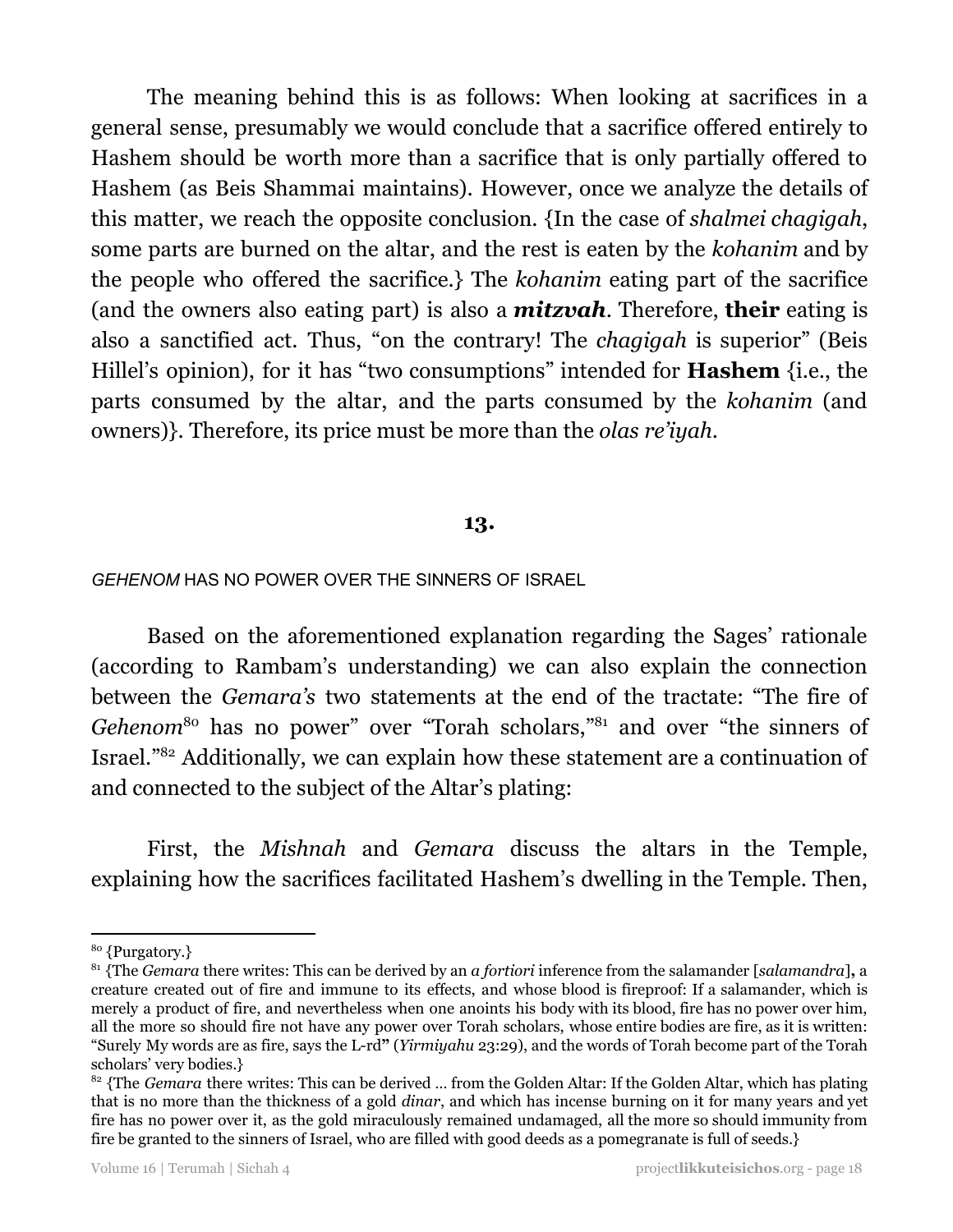The meaning behind this is as follows: When looking at sacrifices in a general sense, presumably we would conclude that a sacrifice offered entirely to Hashem should be worth more than a sacrifice that is only partially offered to Hashem (as Beis Shammai maintains). However, once we analyze the details of this matter, we reach the opposite conclusion. {In the case of *shalmei chagigah*, some parts are burned on the altar, and the rest is eaten by the *kohanim* and by the people who offered the sacrifice.} The *kohanim* eating part of the sacrifice (and the owners also eating part) is also a ***mitzvah***. Therefore, **their** eating is also a sanctified act. Thus, "on the contrary! The *chagigah* is superior" (Beis Hillel's opinion), for it has "two consumptions" intended for **Hashem** {i.e., the parts consumed by the altar, and the parts consumed by the *kohanim* (and owners)}. Therefore, its price must be more than the *olas re'iyah*.

## 13.

### *GEHENOM* HAS NO POWER OVER THE SINNERS OF ISRAEL

Based on the aforementioned explanation regarding the Sages' rationale (according to Rambam's understanding) we can also explain the connection between the *Gemara's* two statements at the end of the tractate: "The fire of *Gehenom*[80] has no power" over "Torah scholars,"[81] and over "the sinners of Israel."[82] Additionally, we can explain how these statement are a continuation of and connected to the subject of the Altar's plating:

First, the *Mishnah* and *Gemara* discuss the altars in the Temple, explaining how the sacrifices facilitated Hashem's dwelling in the Temple. Then,

---

[80] {Purgatory.}

[81] {The *Gemara* there writes: This can be derived by an *a fortiori* inference from the salamander [*salamandra*], a creature created out of fire and immune to its effects, and whose blood is fireproof: If a salamander, which is merely a product of fire, and nevertheless when one anoints his body with its blood, fire has no power over him, all the more so should fire not have any power over Torah scholars, whose entire bodies are fire, as it is written: "Surely My words are as fire, says the L-rd" (*Yirmiyahu* 23:29), and the words of Torah become part of the Torah scholars' very bodies.}

[82] {The *Gemara* there writes: This can be derived ... from the Golden Altar: If the Golden Altar, which has plating that is no more than the thickness of a gold *dinar*, and which has incense burning on it for many years and yet fire has no power over it, as the gold miraculously remained undamaged, all the more so should immunity from fire be granted to the sinners of Israel, who are filled with good deeds as a pomegranate is full of seeds.}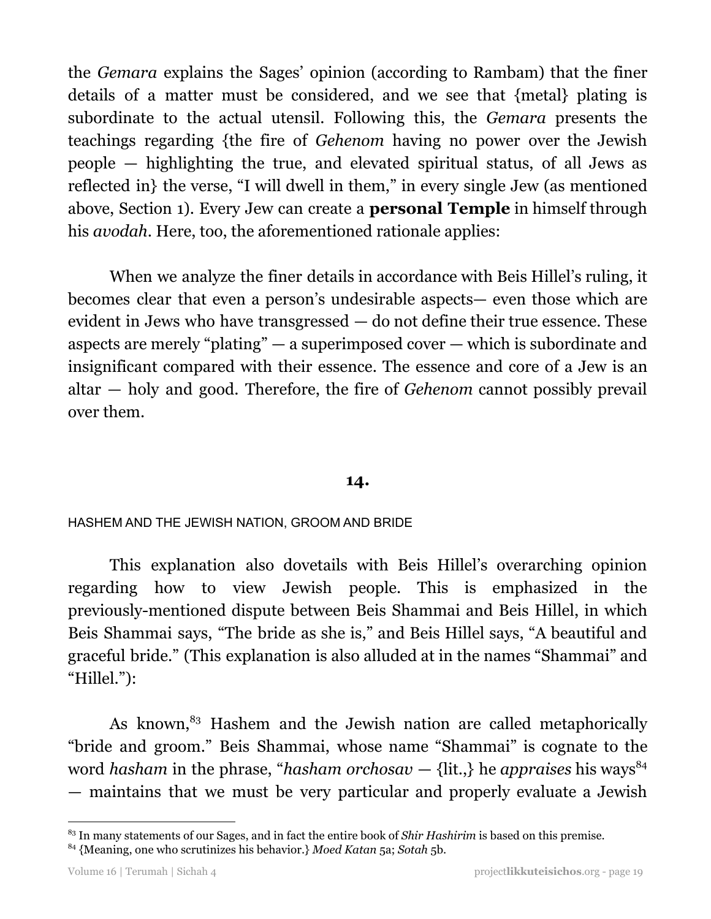the *Gemara* explains the Sages' opinion (according to Rambam) that the finer details of a matter must be considered, and we see that {metal} plating is subordinate to the actual utensil. Following this, the *Gemara* presents the teachings regarding {the fire of *Gehenom* having no power over the Jewish people — highlighting the true, and elevated spiritual status, of all Jews as reflected in} the verse, "I will dwell in them," in every single Jew (as mentioned above, Section 1). Every Jew can create a **personal Temple** in himself through his *avodah*. Here, too, the aforementioned rationale applies:

When we analyze the finer details in accordance with Beis Hillel's ruling, it becomes clear that even a person's undesirable aspects— even those which are evident in Jews who have transgressed — do not define their true essence. These aspects are merely "plating" — a superimposed cover — which is subordinate and insignificant compared with their essence. The essence and core of a Jew is an altar — holy and good. Therefore, the fire of *Gehenom* cannot possibly prevail over them.

## 14.

### HASHEM AND THE JEWISH NATION, GROOM AND BRIDE

This explanation also dovetails with Beis Hillel's overarching opinion regarding how to view Jewish people. This is emphasized in the previously-mentioned dispute between Beis Shammai and Beis Hillel, in which Beis Shammai says, "The bride as she is," and Beis Hillel says, "A beautiful and graceful bride." (This explanation is also alluded at in the names "Shammai" and "Hillel."):

As known,[83] Hashem and the Jewish nation are called metaphorically "bride and groom." Beis Shammai, whose name "Shammai" is cognate to the word *hasham* in the phrase, "*hasham orchosav* — {lit.,} he *appraises* his ways[84] — maintains that we must be very particular and properly evaluate a Jewish

---

[83] In many statements of our Sages, and in fact the entire book of *Shir Hashirim* is based on this premise.

[84] {Meaning, one who scrutinizes his behavior.} *Moed Katan* 5a; *Sotah* 5b.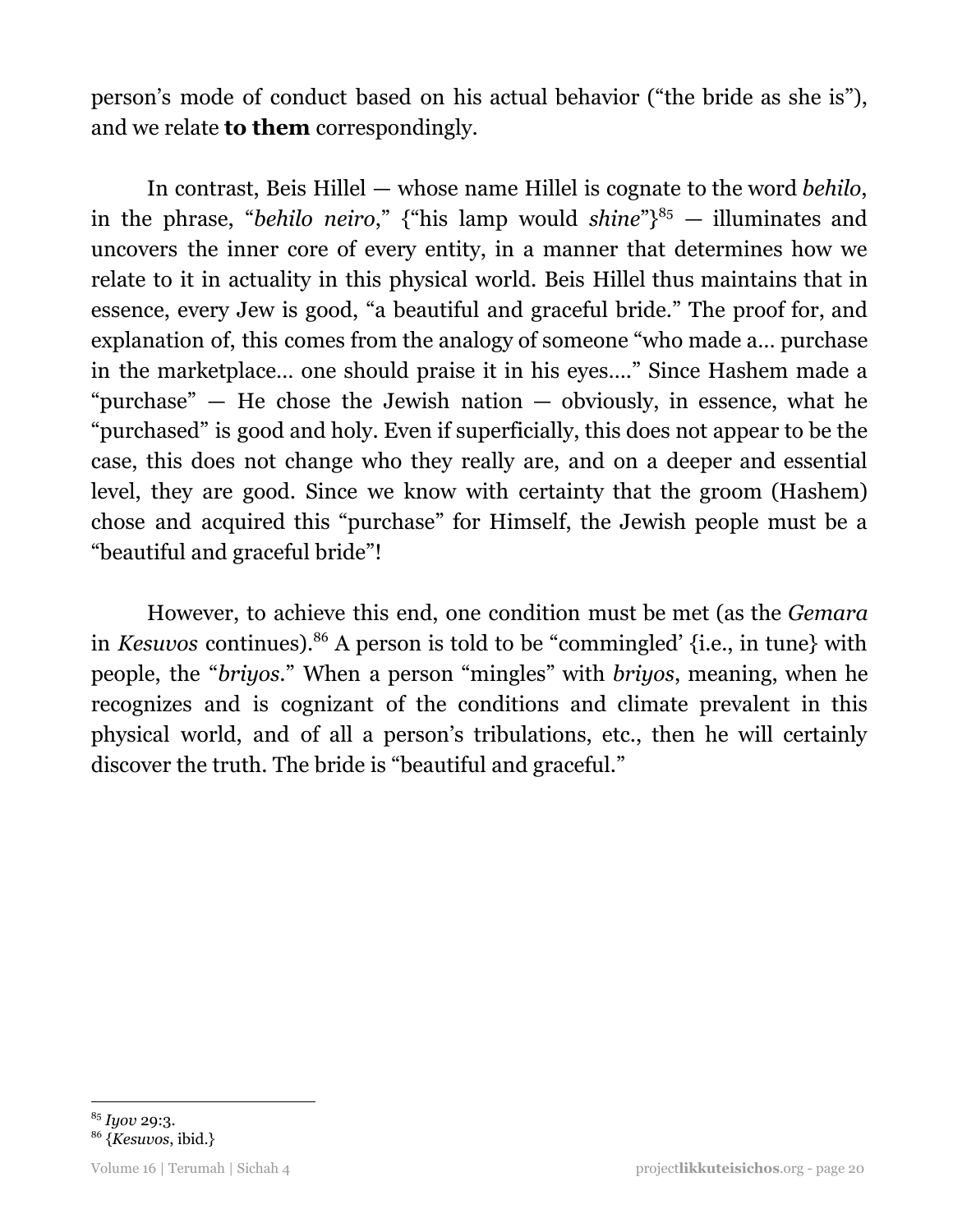person's mode of conduct based on his actual behavior ("the bride as she is"), and we relate **to them** correspondingly.

In contrast, Beis Hillel — whose name Hillel is cognate to the word *behilo*, in the phrase, "*behilo neiro*," {"his lamp would *shine*"}[85] — illuminates and uncovers the inner core of every entity, in a manner that determines how we relate to it in actuality in this physical world. Beis Hillel thus maintains that in essence, every Jew is good, "a beautiful and graceful bride." The proof for, and explanation of, this comes from the analogy of someone "who made a… purchase in the marketplace… one should praise it in his eyes…." Since Hashem made a "purchase" — He chose the Jewish nation — obviously, in essence, what he "purchased" is good and holy. Even if superficially, this does not appear to be the case, this does not change who they really are, and on a deeper and essential level, they are good. Since we know with certainty that the groom (Hashem) chose and acquired this "purchase" for Himself, the Jewish people must be a "beautiful and graceful bride"!

However, to achieve this end, one condition must be met (as the *Gemara* in *Kesuvos* continues).[86] A person is told to be "commingled' {i.e., in tune} with people, the "*briyos*." When a person "mingles" with *briyos*, meaning, when he recognizes and is cognizant of the conditions and climate prevalent in this physical world, and of all a person's tribulations, etc., then he will certainly discover the truth. The bride is "beautiful and graceful."

---

[85] *Iyov* 29:3.

[86] {*Kesuvos*, ibid.}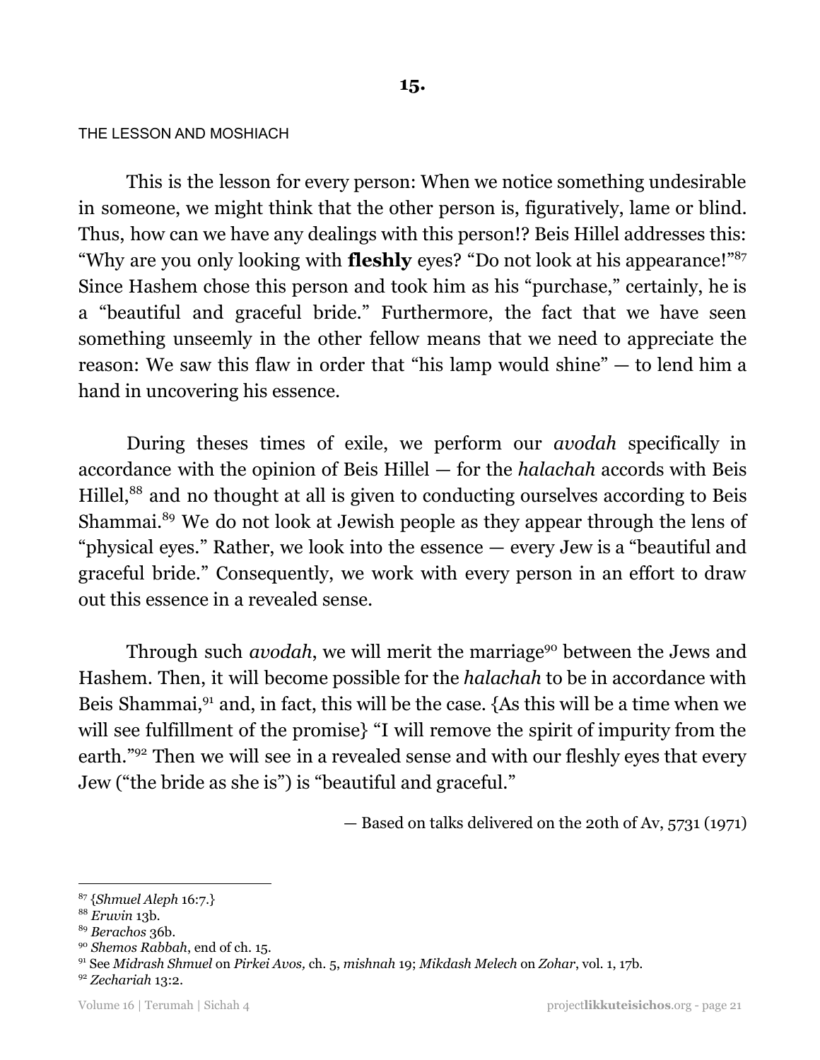## 15.

THE LESSON AND MOSHIACH

This is the lesson for every person: When we notice something undesirable in someone, we might think that the other person is, figuratively, lame or blind. Thus, how can we have any dealings with this person!? Beis Hillel addresses this: "Why are you only looking with **fleshly** eyes? "Do not look at his appearance!"[87] Since Hashem chose this person and took him as his "purchase," certainly, he is a "beautiful and graceful bride." Furthermore, the fact that we have seen something unseemly in the other fellow means that we need to appreciate the reason: We saw this flaw in order that "his lamp would shine" — to lend him a hand in uncovering his essence.

During theses times of exile, we perform our *avodah* specifically in accordance with the opinion of Beis Hillel — for the *halachah* accords with Beis Hillel,[88] and no thought at all is given to conducting ourselves according to Beis Shammai.[89] We do not look at Jewish people as they appear through the lens of "physical eyes." Rather, we look into the essence — every Jew is a "beautiful and graceful bride." Consequently, we work with every person in an effort to draw out this essence in a revealed sense.

Through such *avodah*, we will merit the marriage[90] between the Jews and Hashem. Then, it will become possible for the *halachah* to be in accordance with Beis Shammai,[91] and, in fact, this will be the case. {As this will be a time when we will see fulfillment of the promise} "I will remove the spirit of impurity from the earth."[92] Then we will see in a revealed sense and with our fleshly eyes that every Jew ("the bride as she is") is "beautiful and graceful."

— Based on talks delivered on the 20th of Av, 5731 (1971)

---

[87] {*Shmuel Aleph* 16:7.}
[88] *Eruvin* 13b.
[89] *Berachos* 36b.
[90] *Shemos Rabbah*, end of ch. 15.
[91] See *Midrash Shmuel* on *Pirkei Avos,* ch. 5, *mishnah* 19; *Mikdash Melech* on *Zohar*, vol. 1, 17b.
[92] *Zechariah* 13:2.